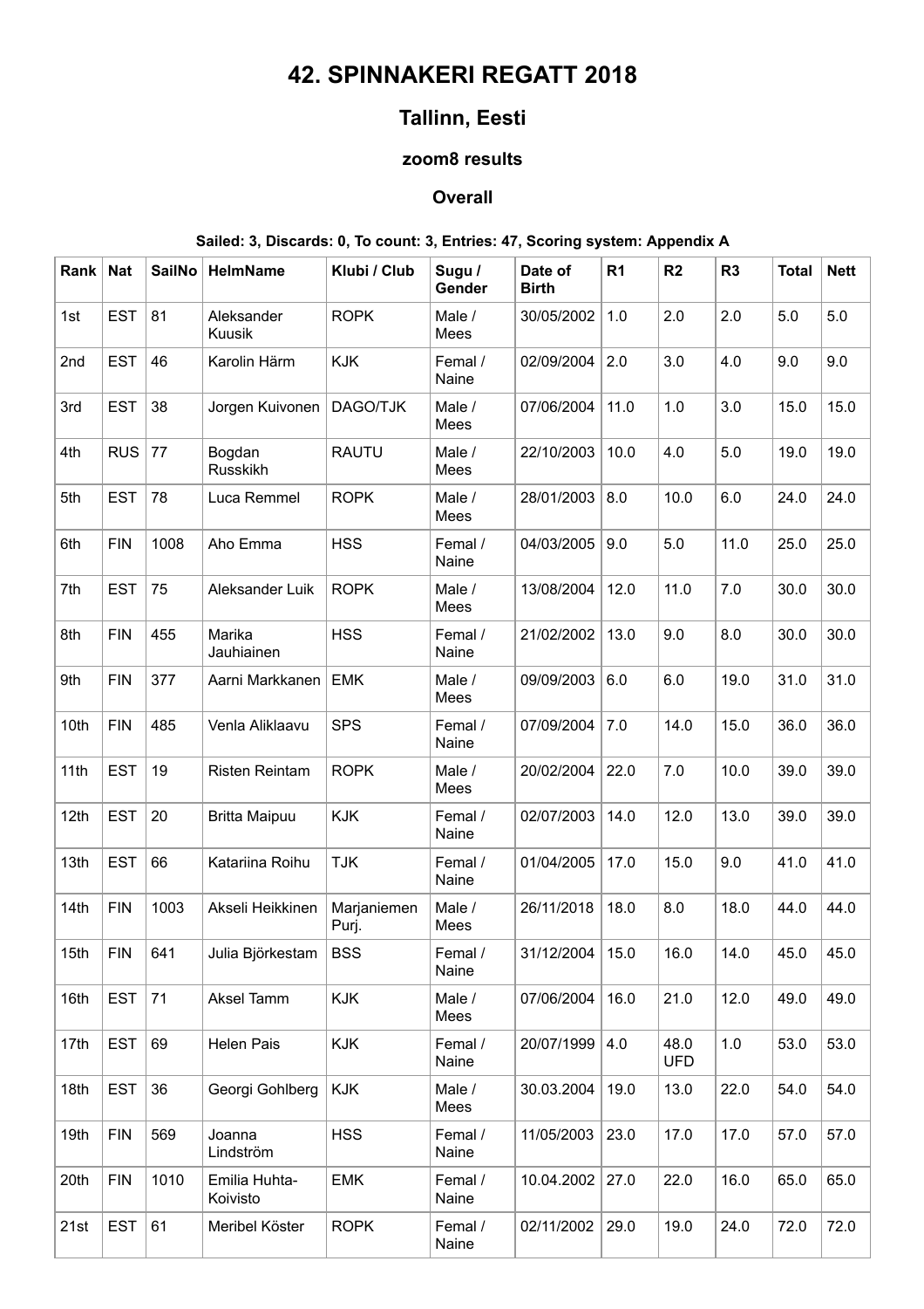# 42. SPINNAKERI REGATT 2018

## Tallinn, Eesti

### zoom8 results

### Overall

**Sailed: 3, Discards: 0, To count: 3, Entries: 47, Scoring system: Appendix A**

| Rank | Nat | SailNo | HelmName | Klubi / Club | Sugu / Gender | Date of Birth | R1 | R2 | R3 | Total | Nett |
|---|---|---|---|---|---|---|---|---|---|---|---|
| 1st | EST | 81 | Aleksander Kuusik | ROPK | Male / Mees | 30/05/2002 | 1.0 | 2.0 | 2.0 | 5.0 | 5.0 |
| 2nd | EST | 46 | Karolin Härm | KJK | Femal / Naine | 02/09/2004 | 2.0 | 3.0 | 4.0 | 9.0 | 9.0 |
| 3rd | EST | 38 | Jorgen Kuivonen | DAGO/TJK | Male / Mees | 07/06/2004 | 11.0 | 1.0 | 3.0 | 15.0 | 15.0 |
| 4th | RUS | 77 | Bogdan Russkikh | RAUTU | Male / Mees | 22/10/2003 | 10.0 | 4.0 | 5.0 | 19.0 | 19.0 |
| 5th | EST | 78 | Luca Remmel | ROPK | Male / Mees | 28/01/2003 | 8.0 | 10.0 | 6.0 | 24.0 | 24.0 |
| 6th | FIN | 1008 | Aho Emma | HSS | Femal / Naine | 04/03/2005 | 9.0 | 5.0 | 11.0 | 25.0 | 25.0 |
| 7th | EST | 75 | Aleksander Luik | ROPK | Male / Mees | 13/08/2004 | 12.0 | 11.0 | 7.0 | 30.0 | 30.0 |
| 8th | FIN | 455 | Marika Jauhiainen | HSS | Femal / Naine | 21/02/2002 | 13.0 | 9.0 | 8.0 | 30.0 | 30.0 |
| 9th | FIN | 377 | Aarni Markkanen | EMK | Male / Mees | 09/09/2003 | 6.0 | 6.0 | 19.0 | 31.0 | 31.0 |
| 10th | FIN | 485 | Venla Aliklaavu | SPS | Femal / Naine | 07/09/2004 | 7.0 | 14.0 | 15.0 | 36.0 | 36.0 |
| 11th | EST | 19 | Risten Reintam | ROPK | Male / Mees | 20/02/2004 | 22.0 | 7.0 | 10.0 | 39.0 | 39.0 |
| 12th | EST | 20 | Britta Maipuu | KJK | Femal / Naine | 02/07/2003 | 14.0 | 12.0 | 13.0 | 39.0 | 39.0 |
| 13th | EST | 66 | Katariina Roihu | TJK | Femal / Naine | 01/04/2005 | 17.0 | 15.0 | 9.0 | 41.0 | 41.0 |
| 14th | FIN | 1003 | Akseli Heikkinen | Marjaniemen Purj. | Male / Mees | 26/11/2018 | 18.0 | 8.0 | 18.0 | 44.0 | 44.0 |
| 15th | FIN | 641 | Julia Björkestam | BSS | Femal / Naine | 31/12/2004 | 15.0 | 16.0 | 14.0 | 45.0 | 45.0 |
| 16th | EST | 71 | Aksel Tamm | KJK | Male / Mees | 07/06/2004 | 16.0 | 21.0 | 12.0 | 49.0 | 49.0 |
| 17th | EST | 69 | Helen Pais | KJK | Femal / Naine | 20/07/1999 | 4.0 | 48.0 UFD | 1.0 | 53.0 | 53.0 |
| 18th | EST | 36 | Georgi Gohlberg | KJK | Male / Mees | 30.03.2004 | 19.0 | 13.0 | 22.0 | 54.0 | 54.0 |
| 19th | FIN | 569 | Joanna Lindström | HSS | Femal / Naine | 11/05/2003 | 23.0 | 17.0 | 17.0 | 57.0 | 57.0 |
| 20th | FIN | 1010 | Emilia Huhta-Koivisto | EMK | Femal / Naine | 10.04.2002 | 27.0 | 22.0 | 16.0 | 65.0 | 65.0 |
| 21st | EST | 61 | Meribel Köster | ROPK | Femal / Naine | 02/11/2002 | 29.0 | 19.0 | 24.0 | 72.0 | 72.0 |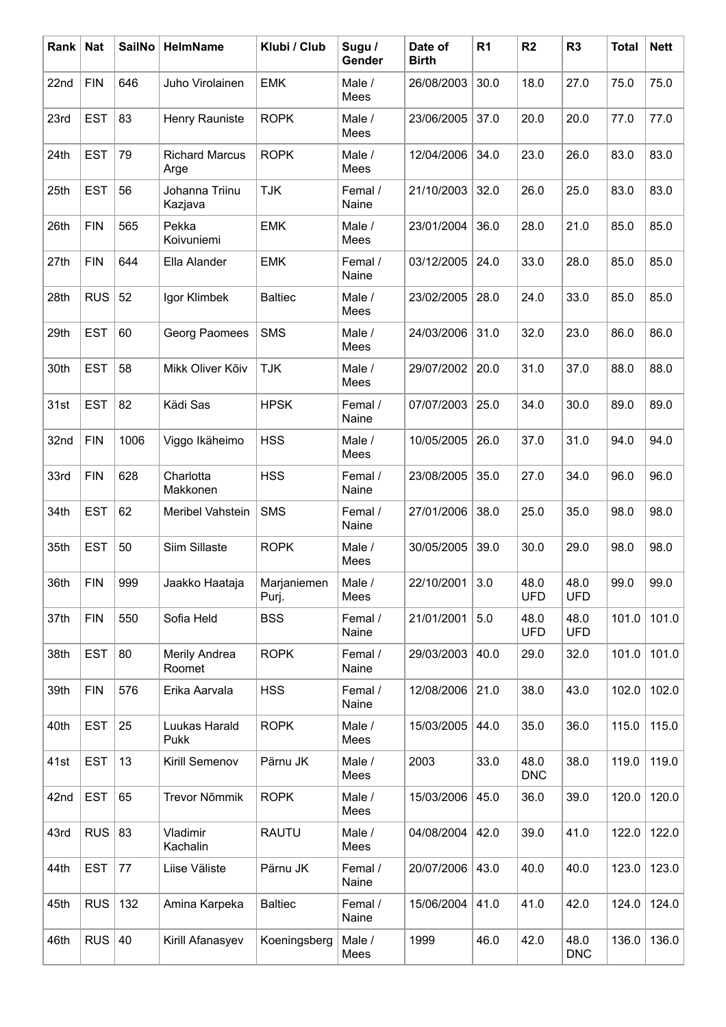| Rank | Nat | SailNo | HelmName | Klubi / Club | Sugu / Gender | Date of Birth | R1 | R2 | R3 | Total | Nett |
|---|---|---|---|---|---|---|---|---|---|---|---|
| 22nd | FIN | 646 | Juho Virolainen | EMK | Male / Mees | 26/08/2003 | 30.0 | 18.0 | 27.0 | 75.0 | 75.0 |
| 23rd | EST | 83 | Henry Rauniste | ROPK | Male / Mees | 23/06/2005 | 37.0 | 20.0 | 20.0 | 77.0 | 77.0 |
| 24th | EST | 79 | Richard Marcus Arge | ROPK | Male / Mees | 12/04/2006 | 34.0 | 23.0 | 26.0 | 83.0 | 83.0 |
| 25th | EST | 56 | Johanna Triinu Kazjava | TJK | Femal / Naine | 21/10/2003 | 32.0 | 26.0 | 25.0 | 83.0 | 83.0 |
| 26th | FIN | 565 | Pekka Koivuniemi | EMK | Male / Mees | 23/01/2004 | 36.0 | 28.0 | 21.0 | 85.0 | 85.0 |
| 27th | FIN | 644 | Ella Alander | EMK | Femal / Naine | 03/12/2005 | 24.0 | 33.0 | 28.0 | 85.0 | 85.0 |
| 28th | RUS | 52 | Igor Klimbek | Baltiec | Male / Mees | 23/02/2005 | 28.0 | 24.0 | 33.0 | 85.0 | 85.0 |
| 29th | EST | 60 | Georg Paomees | SMS | Male / Mees | 24/03/2006 | 31.0 | 32.0 | 23.0 | 86.0 | 86.0 |
| 30th | EST | 58 | Mikk Oliver Kõiv | TJK | Male / Mees | 29/07/2002 | 20.0 | 31.0 | 37.0 | 88.0 | 88.0 |
| 31st | EST | 82 | Kädi Sas | HPSK | Femal / Naine | 07/07/2003 | 25.0 | 34.0 | 30.0 | 89.0 | 89.0 |
| 32nd | FIN | 1006 | Viggo Ikäheimo | HSS | Male / Mees | 10/05/2005 | 26.0 | 37.0 | 31.0 | 94.0 | 94.0 |
| 33rd | FIN | 628 | Charlotta Makkonen | HSS | Femal / Naine | 23/08/2005 | 35.0 | 27.0 | 34.0 | 96.0 | 96.0 |
| 34th | EST | 62 | Meribel Vahstein | SMS | Femal / Naine | 27/01/2006 | 38.0 | 25.0 | 35.0 | 98.0 | 98.0 |
| 35th | EST | 50 | Siim Sillaste | ROPK | Male / Mees | 30/05/2005 | 39.0 | 30.0 | 29.0 | 98.0 | 98.0 |
| 36th | FIN | 999 | Jaakko Haataja | Marjaniemen Purj. | Male / Mees | 22/10/2001 | 3.0 | 48.0 UFD | 48.0 UFD | 99.0 | 99.0 |
| 37th | FIN | 550 | Sofia Held | BSS | Femal / Naine | 21/01/2001 | 5.0 | 48.0 UFD | 48.0 UFD | 101.0 | 101.0 |
| 38th | EST | 80 | Merily Andrea Roomet | ROPK | Femal / Naine | 29/03/2003 | 40.0 | 29.0 | 32.0 | 101.0 | 101.0 |
| 39th | FIN | 576 | Erika Aarvala | HSS | Femal / Naine | 12/08/2006 | 21.0 | 38.0 | 43.0 | 102.0 | 102.0 |
| 40th | EST | 25 | Luukas Harald Pukk | ROPK | Male / Mees | 15/03/2005 | 44.0 | 35.0 | 36.0 | 115.0 | 115.0 |
| 41st | EST | 13 | Kirill Semenov | Pärnu JK | Male / Mees | 2003 | 33.0 | 48.0 DNC | 38.0 | 119.0 | 119.0 |
| 42nd | EST | 65 | Trevor Nõmmik | ROPK | Male / Mees | 15/03/2006 | 45.0 | 36.0 | 39.0 | 120.0 | 120.0 |
| 43rd | RUS | 83 | Vladimir Kachalin | RAUTU | Male / Mees | 04/08/2004 | 42.0 | 39.0 | 41.0 | 122.0 | 122.0 |
| 44th | EST | 77 | Liise Väliste | Pärnu JK | Femal / Naine | 20/07/2006 | 43.0 | 40.0 | 40.0 | 123.0 | 123.0 |
| 45th | RUS | 132 | Amina Karpeka | Baltiec | Femal / Naine | 15/06/2004 | 41.0 | 41.0 | 42.0 | 124.0 | 124.0 |
| 46th | RUS | 40 | Kirill Afanasyev | Koeningsberg | Male / Mees | 1999 | 46.0 | 42.0 | 48.0 DNC | 136.0 | 136.0 |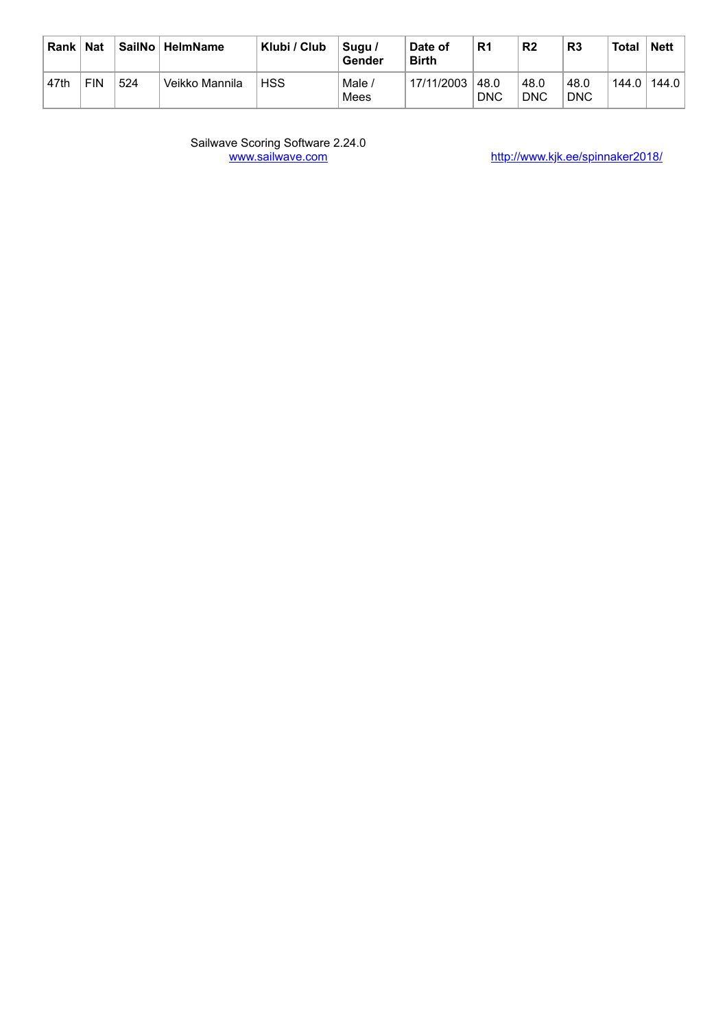| Rank | Nat | SailNo | HelmName | Klubi / Club | Sugu / Gender | Date of Birth | R1 | R2 | R3 | Total | Nett |
|---|---|---|---|---|---|---|---|---|---|---|---|
| 47th | FIN | 524 | Veikko Mannila | HSS | Male / Mees | 17/11/2003 | 48.0 DNC | 48.0 DNC | 48.0 DNC | 144.0 | 144.0 |

Sailwave Scoring Software 2.24.0
www.sailwave.com

http://www.kjk.ee/spinnaker2018/